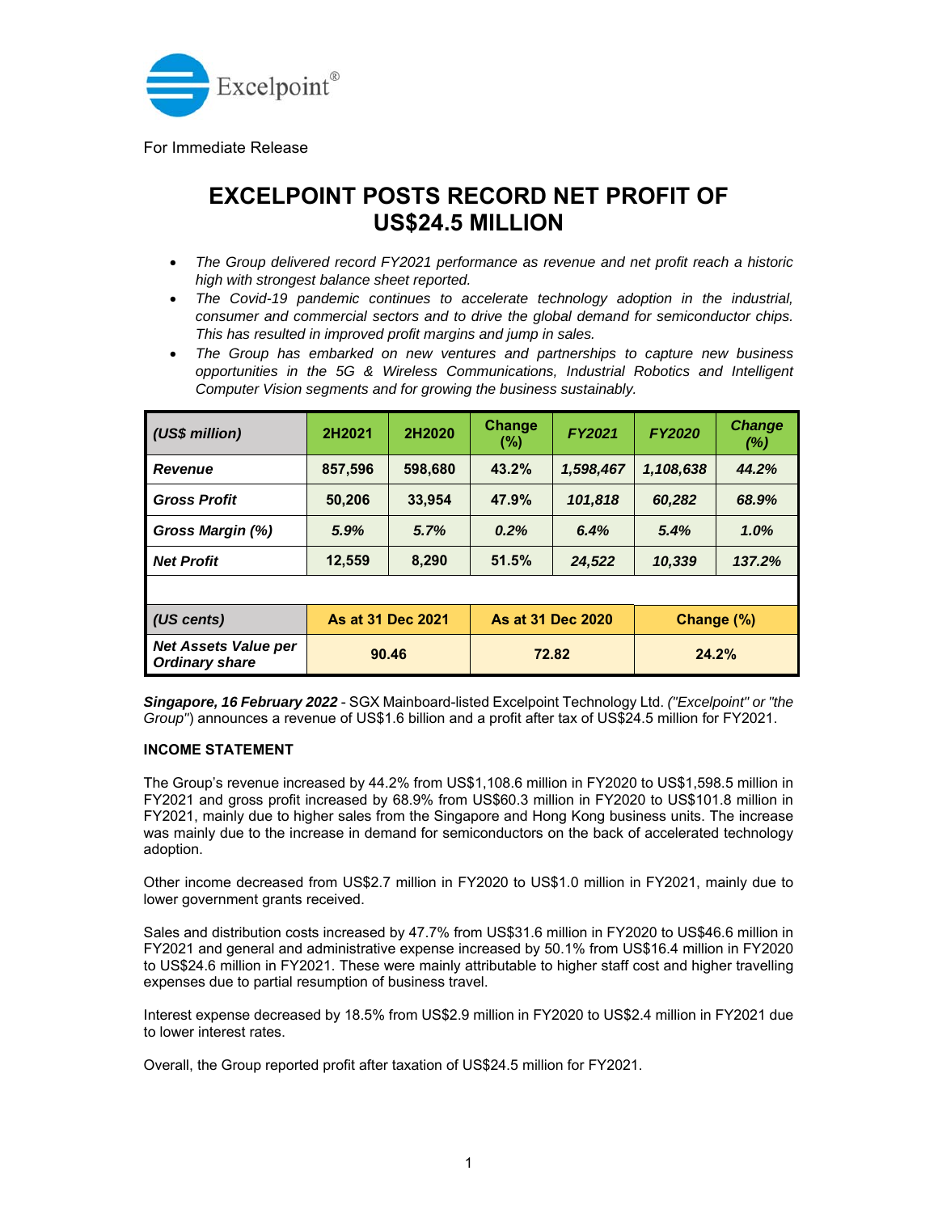Excelpoint®

For Immediate Release

# EXCELPOINT POSTS RECORD NET PROFIT OF US$24.5 MILLION

- *The Group delivered record FY2021 performance as revenue and net profit reach a historic high with strongest balance sheet reported.*
- *The Covid-19 pandemic continues to accelerate technology adoption in the industrial, consumer and commercial sectors and to drive the global demand for semiconductor chips. This has resulted in improved profit margins and jump in sales.*
- *The Group has embarked on new ventures and partnerships to capture new business opportunities in the 5G & Wireless Communications, Industrial Robotics and Intelligent Computer Vision segments and for growing the business sustainably.*

| *(US$ million)* | 2H2021 | 2H2020 | Change (%) | *FY2021* | *FY2020* | *Change (%)* |
|---|---|---|---|---|---|---|
| ***Revenue*** | 857,596 | 598,680 | 43.2% | *1,598,467* | *1,108,638* | *44.2%* |
| ***Gross Profit*** | 50,206 | 33,954 | 47.9% | *101,818* | *60,282* | *68.9%* |
| ***Gross Margin (%)*** | *5.9%* | *5.7%* | *0.2%* | *6.4%* | *5.4%* | *1.0%* |
| ***Net Profit*** | 12,559 | 8,290 | 51.5% | *24,522* | *10,339* | *137.2%* |

| *(US cents)* | As at 31 Dec 2021 | As at 31 Dec 2020 | Change (%) |
|---|---|---|---|
| ***Net Assets Value per Ordinary share*** | 90.46 | 72.82 | 24.2% |

***Singapore, 16 February 2022*** - SGX Mainboard-listed Excelpoint Technology Ltd. *("Excelpoint" or "the Group"*) announces a revenue of US$1.6 billion and a profit after tax of US$24.5 million for FY2021.

**INCOME STATEMENT**

The Group's revenue increased by 44.2% from US$1,108.6 million in FY2020 to US$1,598.5 million in FY2021 and gross profit increased by 68.9% from US$60.3 million in FY2020 to US$101.8 million in FY2021, mainly due to higher sales from the Singapore and Hong Kong business units. The increase was mainly due to the increase in demand for semiconductors on the back of accelerated technology adoption.

Other income decreased from US$2.7 million in FY2020 to US$1.0 million in FY2021, mainly due to lower government grants received.

Sales and distribution costs increased by 47.7% from US$31.6 million in FY2020 to US$46.6 million in FY2021 and general and administrative expense increased by 50.1% from US$16.4 million in FY2020 to US$24.6 million in FY2021. These were mainly attributable to higher staff cost and higher travelling expenses due to partial resumption of business travel.

Interest expense decreased by 18.5% from US$2.9 million in FY2020 to US$2.4 million in FY2021 due to lower interest rates.

Overall, the Group reported profit after taxation of US$24.5 million for FY2021.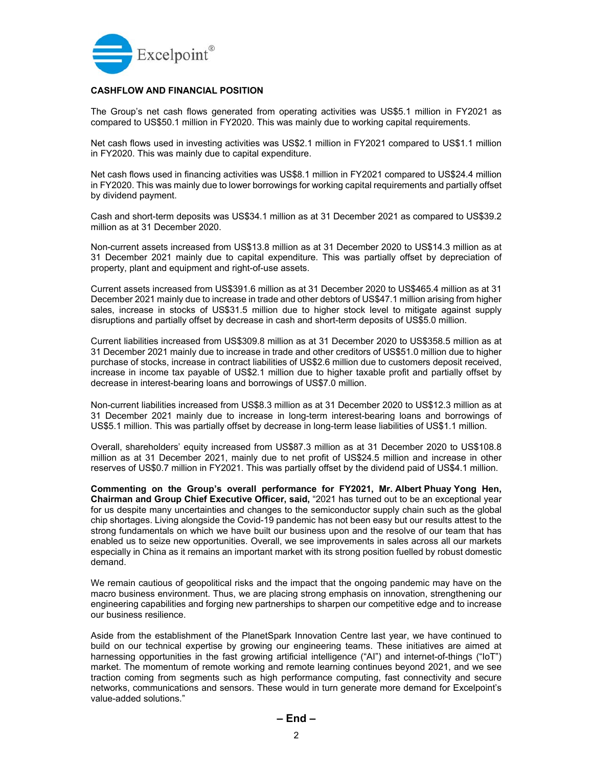## CASHFLOW AND FINANCIAL POSITION

The Group's net cash flows generated from operating activities was US$5.1 million in FY2021 as compared to US$50.1 million in FY2020. This was mainly due to working capital requirements.

Net cash flows used in investing activities was US$2.1 million in FY2021 compared to US$1.1 million in FY2020. This was mainly due to capital expenditure.

Net cash flows used in financing activities was US$8.1 million in FY2021 compared to US$24.4 million in FY2020. This was mainly due to lower borrowings for working capital requirements and partially offset by dividend payment.

Cash and short-term deposits was US$34.1 million as at 31 December 2021 as compared to US$39.2 million as at 31 December 2020.

Non-current assets increased from US$13.8 million as at 31 December 2020 to US$14.3 million as at 31 December 2021 mainly due to capital expenditure. This was partially offset by depreciation of property, plant and equipment and right-of-use assets.

Current assets increased from US$391.6 million as at 31 December 2020 to US$465.4 million as at 31 December 2021 mainly due to increase in trade and other debtors of US$47.1 million arising from higher sales, increase in stocks of US$31.5 million due to higher stock level to mitigate against supply disruptions and partially offset by decrease in cash and short-term deposits of US$5.0 million.

Current liabilities increased from US$309.8 million as at 31 December 2020 to US$358.5 million as at 31 December 2021 mainly due to increase in trade and other creditors of US$51.0 million due to higher purchase of stocks, increase in contract liabilities of US$2.6 million due to customers deposit received, increase in income tax payable of US$2.1 million due to higher taxable profit and partially offset by decrease in interest-bearing loans and borrowings of US$7.0 million.

Non-current liabilities increased from US$8.3 million as at 31 December 2020 to US$12.3 million as at 31 December 2021 mainly due to increase in long-term interest-bearing loans and borrowings of US$5.1 million. This was partially offset by decrease in long-term lease liabilities of US$1.1 million.

Overall, shareholders' equity increased from US$87.3 million as at 31 December 2020 to US$108.8 million as at 31 December 2021, mainly due to net profit of US$24.5 million and increase in other reserves of US$0.7 million in FY2021. This was partially offset by the dividend paid of US$4.1 million.

**Commenting on the Group's overall performance for FY2021, Mr. Albert Phuay Yong Hen, Chairman and Group Chief Executive Officer, said,** "2021 has turned out to be an exceptional year for us despite many uncertainties and changes to the semiconductor supply chain such as the global chip shortages. Living alongside the Covid-19 pandemic has not been easy but our results attest to the strong fundamentals on which we have built our business upon and the resolve of our team that has enabled us to seize new opportunities. Overall, we see improvements in sales across all our markets especially in China as it remains an important market with its strong position fuelled by robust domestic demand.

We remain cautious of geopolitical risks and the impact that the ongoing pandemic may have on the macro business environment. Thus, we are placing strong emphasis on innovation, strengthening our engineering capabilities and forging new partnerships to sharpen our competitive edge and to increase our business resilience.

Aside from the establishment of the PlanetSpark Innovation Centre last year, we have continued to build on our technical expertise by growing our engineering teams. These initiatives are aimed at harnessing opportunities in the fast growing artificial intelligence ("AI") and internet-of-things ("IoT") market. The momentum of remote working and remote learning continues beyond 2021, and we see traction coming from segments such as high performance computing, fast connectivity and secure networks, communications and sensors. These would in turn generate more demand for Excelpoint's value-added solutions."

**– End –**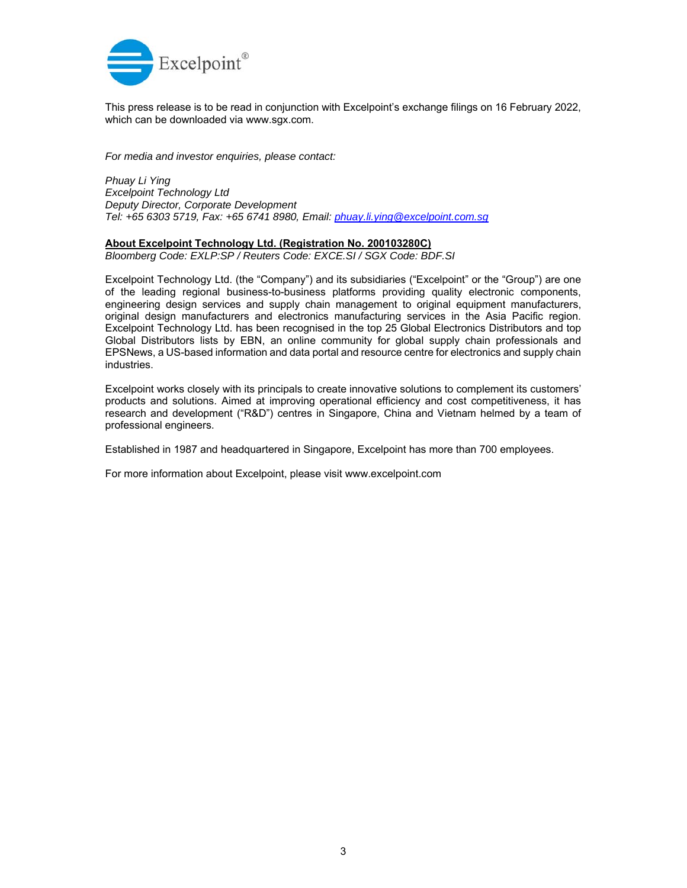This press release is to be read in conjunction with Excelpoint's exchange filings on 16 February 2022, which can be downloaded via www.sgx.com.

*For media and investor enquiries, please contact:*

*Phuay Li Ying*
*Excelpoint Technology Ltd*
*Deputy Director, Corporate Development*
*Tel: +65 6303 5719, Fax: +65 6741 8980, Email: phuay.li.ying@excelpoint.com.sg*

**About Excelpoint Technology Ltd. (Registration No. 200103280C)**
*Bloomberg Code: EXLP:SP / Reuters Code: EXCE.SI / SGX Code: BDF.SI*

Excelpoint Technology Ltd. (the "Company") and its subsidiaries ("Excelpoint" or the "Group") are one of the leading regional business-to-business platforms providing quality electronic components, engineering design services and supply chain management to original equipment manufacturers, original design manufacturers and electronics manufacturing services in the Asia Pacific region. Excelpoint Technology Ltd. has been recognised in the top 25 Global Electronics Distributors and top Global Distributors lists by EBN, an online community for global supply chain professionals and EPSNews, a US-based information and data portal and resource centre for electronics and supply chain industries.

Excelpoint works closely with its principals to create innovative solutions to complement its customers' products and solutions. Aimed at improving operational efficiency and cost competitiveness, it has research and development ("R&D") centres in Singapore, China and Vietnam helmed by a team of professional engineers.

Established in 1987 and headquartered in Singapore, Excelpoint has more than 700 employees.

For more information about Excelpoint, please visit www.excelpoint.com